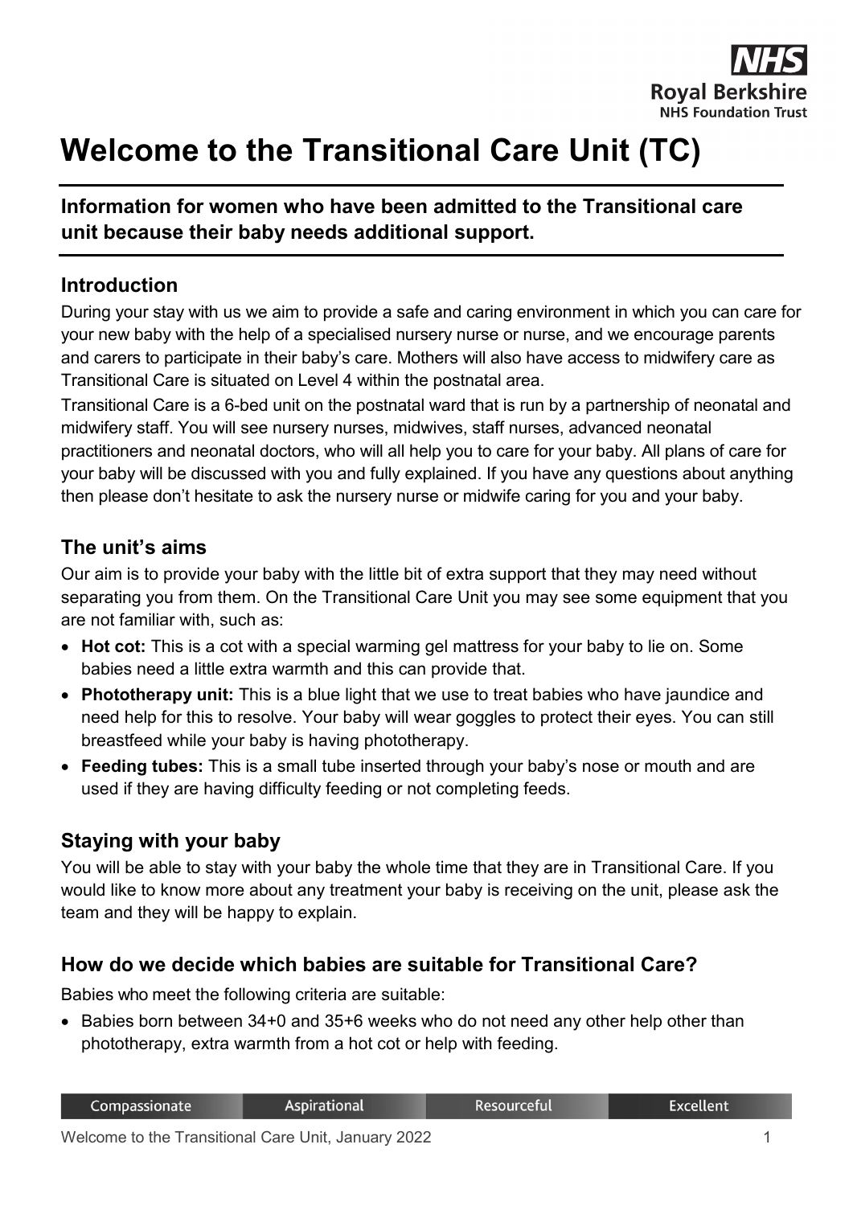# Welcome to the Transitional Care Unit (TC)

**Information for women who have been admitted to the Transitional care unit because their baby needs additional support.**

## Introduction

During your stay with us we aim to provide a safe and caring environment in which you can care for your new baby with the help of a specialised nursery nurse or nurse, and we encourage parents and carers to participate in their baby's care. Mothers will also have access to midwifery care as Transitional Care is situated on Level 4 within the postnatal area.

Transitional Care is a 6-bed unit on the postnatal ward that is run by a partnership of neonatal and midwifery staff. You will see nursery nurses, midwives, staff nurses, advanced neonatal practitioners and neonatal doctors, who will all help you to care for your baby. All plans of care for your baby will be discussed with you and fully explained. If you have any questions about anything then please don't hesitate to ask the nursery nurse or midwife caring for you and your baby.

## The unit's aims

Our aim is to provide your baby with the little bit of extra support that they may need without separating you from them. On the Transitional Care Unit you may see some equipment that you are not familiar with, such as:

- **Hot cot:** This is a cot with a special warming gel mattress for your baby to lie on. Some babies need a little extra warmth and this can provide that.
- **Phototherapy unit:** This is a blue light that we use to treat babies who have jaundice and need help for this to resolve. Your baby will wear goggles to protect their eyes. You can still breastfeed while your baby is having phototherapy.
- **Feeding tubes:** This is a small tube inserted through your baby's nose or mouth and are used if they are having difficulty feeding or not completing feeds.

## Staying with your baby

You will be able to stay with your baby the whole time that they are in Transitional Care. If you would like to know more about any treatment your baby is receiving on the unit, please ask the team and they will be happy to explain.

## How do we decide which babies are suitable for Transitional Care?

Babies who meet the following criteria are suitable:

- Babies born between 34+0 and 35+6 weeks who do not need any other help other than phototherapy, extra warmth from a hot cot or help with feeding.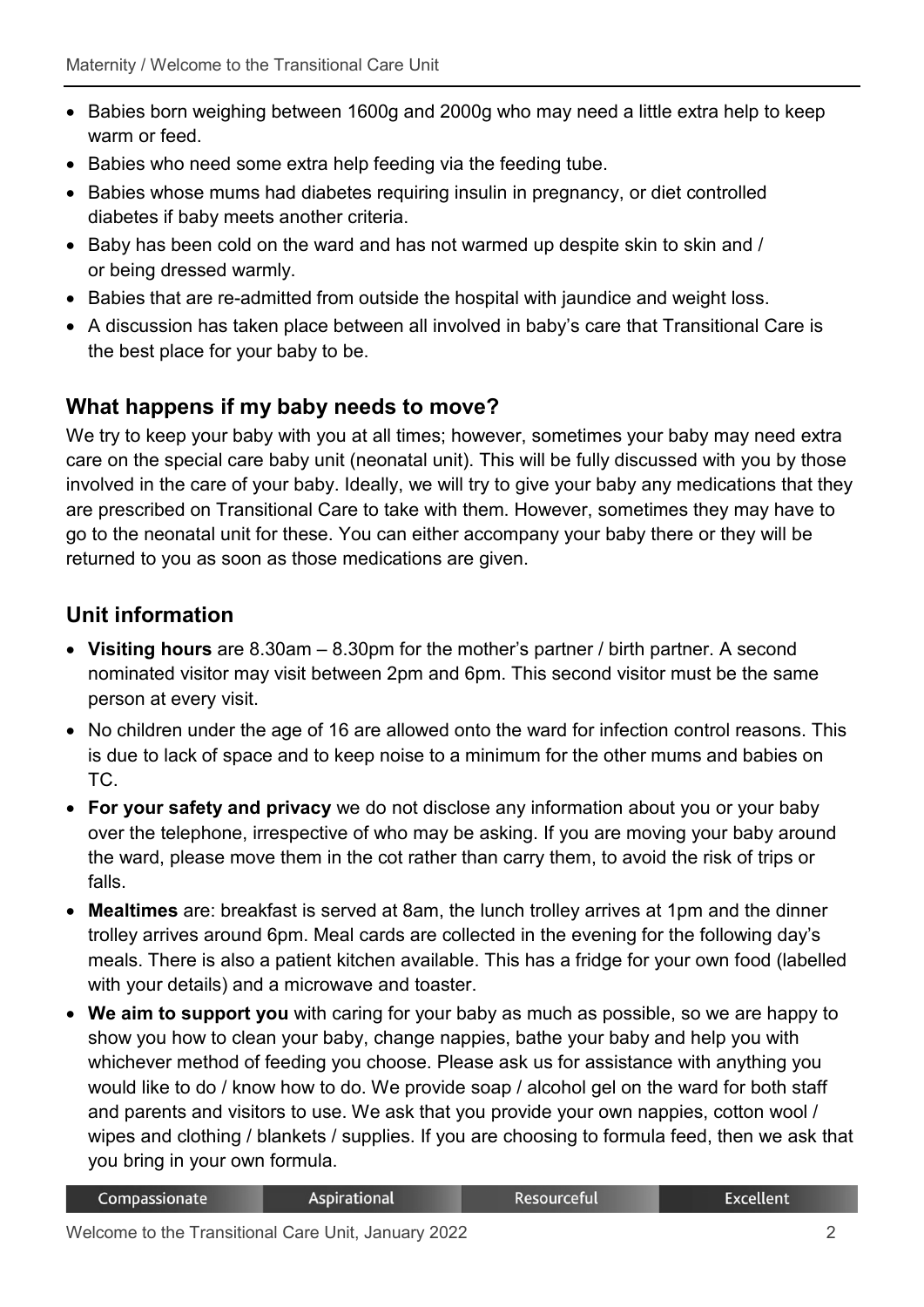- Babies born weighing between 1600g and 2000g who may need a little extra help to keep warm or feed.
- Babies who need some extra help feeding via the feeding tube.
- Babies whose mums had diabetes requiring insulin in pregnancy, or diet controlled diabetes if baby meets another criteria.
- Baby has been cold on the ward and has not warmed up despite skin to skin and / or being dressed warmly.
- Babies that are re-admitted from outside the hospital with jaundice and weight loss.
- A discussion has taken place between all involved in baby's care that Transitional Care is the best place for your baby to be.

## What happens if my baby needs to move?

We try to keep your baby with you at all times; however, sometimes your baby may need extra care on the special care baby unit (neonatal unit). This will be fully discussed with you by those involved in the care of your baby. Ideally, we will try to give your baby any medications that they are prescribed on Transitional Care to take with them. However, sometimes they may have to go to the neonatal unit for these. You can either accompany your baby there or they will be returned to you as soon as those medications are given.

## Unit information

- **Visiting hours** are 8.30am – 8.30pm for the mother's partner / birth partner. A second nominated visitor may visit between 2pm and 6pm. This second visitor must be the same person at every visit.
- No children under the age of 16 are allowed onto the ward for infection control reasons. This is due to lack of space and to keep noise to a minimum for the other mums and babies on TC.
- **For your safety and privacy** we do not disclose any information about you or your baby over the telephone, irrespective of who may be asking. If you are moving your baby around the ward, please move them in the cot rather than carry them, to avoid the risk of trips or falls.
- **Mealtimes** are: breakfast is served at 8am, the lunch trolley arrives at 1pm and the dinner trolley arrives around 6pm. Meal cards are collected in the evening for the following day's meals. There is also a patient kitchen available. This has a fridge for your own food (labelled with your details) and a microwave and toaster.
- **We aim to support you** with caring for your baby as much as possible, so we are happy to show you how to clean your baby, change nappies, bathe your baby and help you with whichever method of feeding you choose. Please ask us for assistance with anything you would like to do / know how to do. We provide soap / alcohol gel on the ward for both staff and parents and visitors to use. We ask that you provide your own nappies, cotton wool / wipes and clothing / blankets / supplies. If you are choosing to formula feed, then we ask that you bring in your own formula.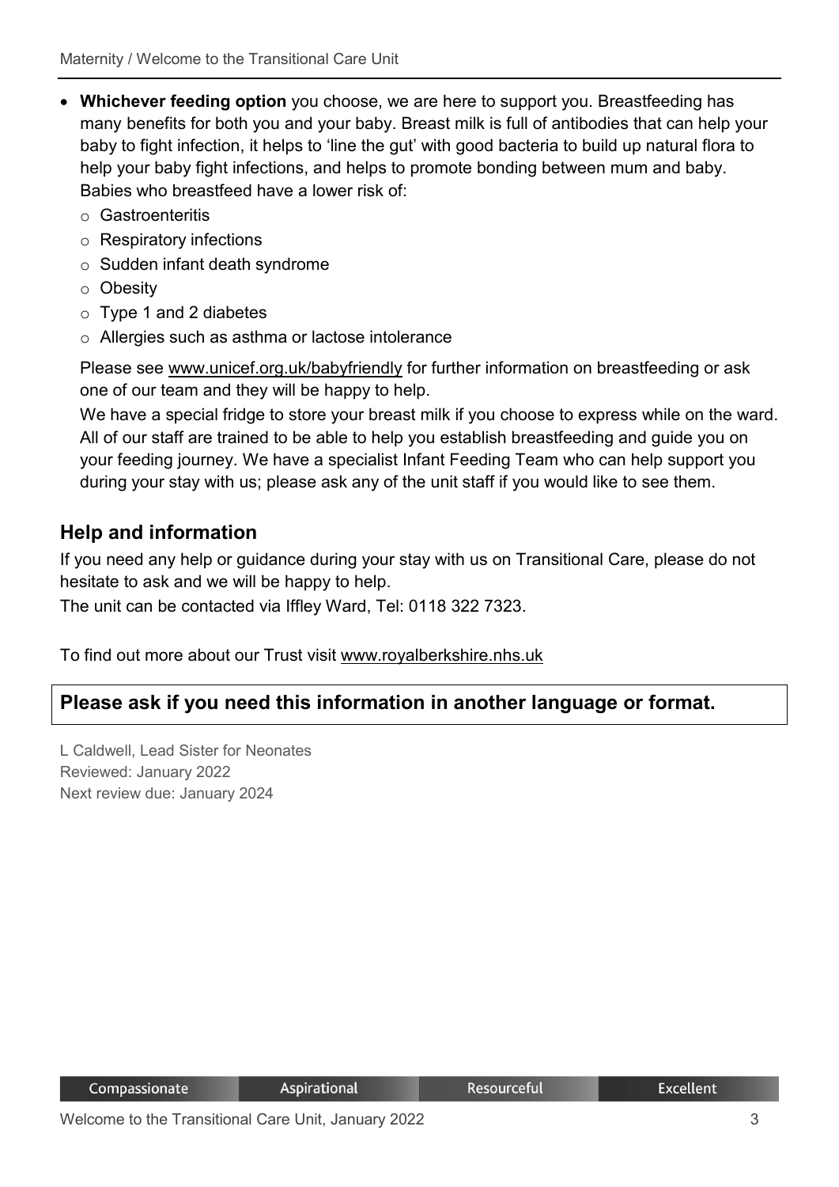- **Whichever feeding option** you choose, we are here to support you. Breastfeeding has many benefits for both you and your baby. Breast milk is full of antibodies that can help your baby to fight infection, it helps to 'line the gut' with good bacteria to build up natural flora to help your baby fight infections, and helps to promote bonding between mum and baby. Babies who breastfeed have a lower risk of:
  - Gastroenteritis
  - Respiratory infections
  - Sudden infant death syndrome
  - Obesity
  - Type 1 and 2 diabetes
  - Allergies such as asthma or lactose intolerance

  Please see www.unicef.org.uk/babyfriendly for further information on breastfeeding or ask one of our team and they will be happy to help.

  We have a special fridge to store your breast milk if you choose to express while on the ward. All of our staff are trained to be able to help you establish breastfeeding and guide you on your feeding journey. We have a specialist Infant Feeding Team who can help support you during your stay with us; please ask any of the unit staff if you would like to see them.

## Help and information

If you need any help or guidance during your stay with us on Transitional Care, please do not hesitate to ask and we will be happy to help.

The unit can be contacted via Iffley Ward, Tel: 0118 322 7323.

To find out more about our Trust visit www.royalberkshire.nhs.uk

**Please ask if you need this information in another language or format.**

L Caldwell, Lead Sister for Neonates
Reviewed: January 2022
Next review due: January 2024

Compassionate | Aspirational | Resourceful | Excellent